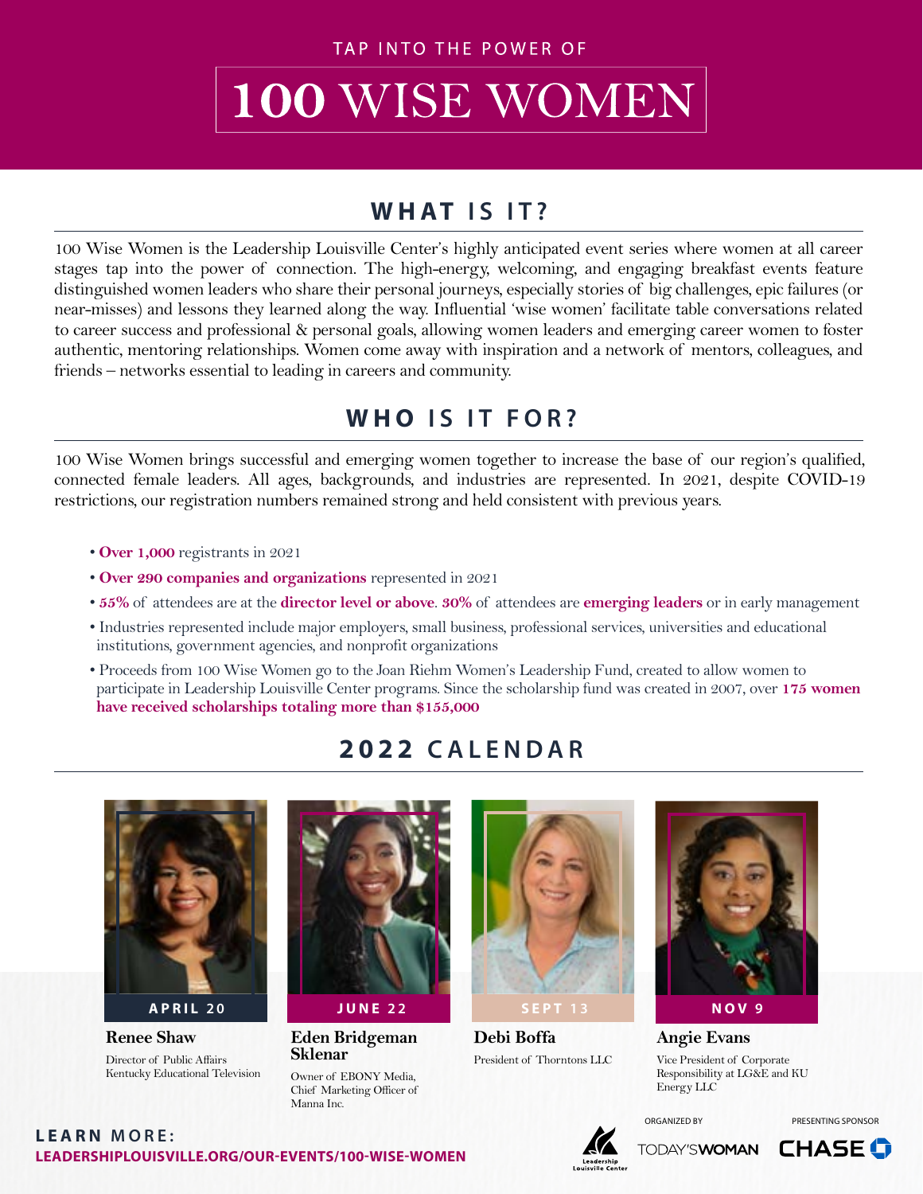TAP INTO THE POWER OF

# 100 WISE WOMEN

## WHAT IS IT?

100 Wise Women is the Leadership Louisville Center's highly anticipated event series where women at all career stages tap into the power of connection. The high-energy, welcoming, and engaging breakfast events feature distinguished women leaders who share their personal journeys, especially stories of big challenges, epic failures (or near-misses) and lessons they learned along the way. Influential 'wise women' facilitate table conversations related to career success and professional & personal goals, allowing women leaders and emerging career women to foster authentic, mentoring relationships. Women come away with inspiration and a network of mentors, colleagues, and friends – networks essential to leading in careers and community.

## WHO IS IT FOR?

100 Wise Women brings successful and emerging women together to increase the base of our region's qualified, connected female leaders. All ages, backgrounds, and industries are represented. In 2021, despite COVID-19 restrictions, our registration numbers remained strong and held consistent with previous years.

- **Over 1,000** registrants in 2021
- **Over 290 companies and organizations** represented in 2021
- **55%** of attendees are at the **director level or above**. **30%** of attendees are **emerging leaders** or in early management
- Industries represented include major employers, small business, professional services, universities and educational institutions, government agencies, and nonprofit organizations
- Proceeds from 100 Wise Women go to the Joan Riehm Women's Leadership Fund, created to allow women to participate in Leadership Louisville Center programs. Since the scholarship fund was created in 2007, over **175 women have received scholarships totaling more than $155,000**

## 2022 CALENDAR

**APRIL 20**
**Renee Shaw**
Director of Public Affairs Kentucky Educational Television

**JUNE 22**
**Eden Bridgeman Sklenar**
Owner of EBONY Media, Chief Marketing Officer of Manna Inc.

**SEPT 13**
**Debi Boffa**
President of Thorntons LLC

**NOV 9**
**Angie Evans**
Vice President of Corporate Responsibility at LG&E and KU Energy LLC

**LEARN MORE:**
LEADERSHIPLOUISVILLE.ORG/OUR-EVENTS/100-WISE-WOMEN

Leadership Louisville Center

ORGANIZED BY TODAY'S WOMAN

PRESENTING SPONSOR CHASE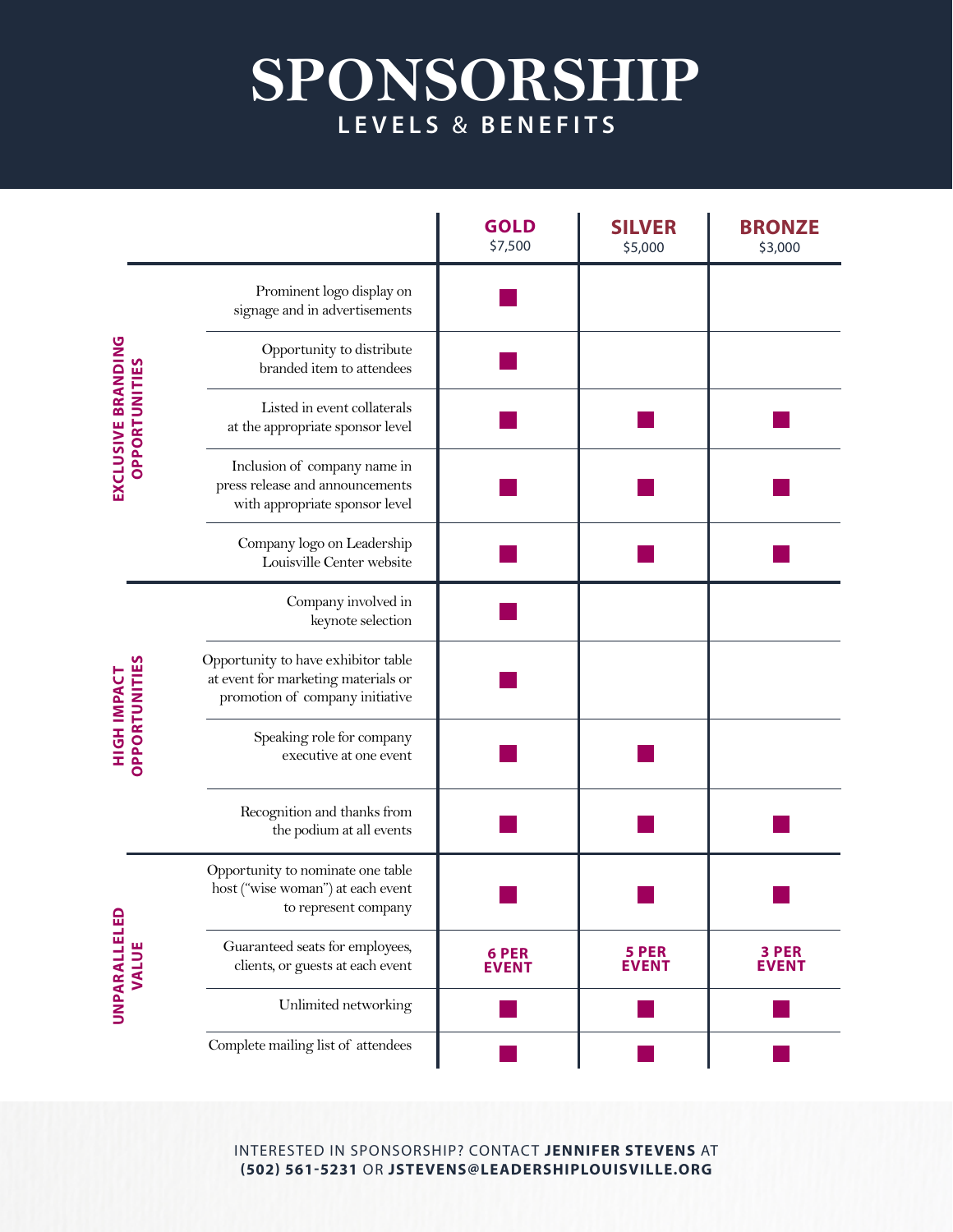# SPONSORSHIP

## LEVELS & BENEFITS

| | | GOLD $7,500 | SILVER $5,000 | BRONZE $3,000 |
|---|---|---|---|---|
| EXCLUSIVE BRANDING OPPORTUNITIES | Prominent logo display on signage and in advertisements | ■ | | |
| | Opportunity to distribute branded item to attendees | ■ | | |
| | Listed in event collaterals at the appropriate sponsor level | ■ | ■ | ■ |
| | Inclusion of company name in press release and announcements with appropriate sponsor level | ■ | ■ | ■ |
| | Company logo on Leadership Louisville Center website | ■ | ■ | ■ |
| HIGH IMPACT OPPORTUNITIES | Company involved in keynote selection | ■ | | |
| | Opportunity to have exhibitor table at event for marketing materials or promotion of company initiative | ■ | | |
| | Speaking role for company executive at one event | ■ | ■ | |
| | Recognition and thanks from the podium at all events | ■ | ■ | ■ |
| UNPARALLELED VALUE | Opportunity to nominate one table host ("wise woman") at each event to represent company | ■ | ■ | ■ |
| | Guaranteed seats for employees, clients, or guests at each event | 6 PER EVENT | 5 PER EVENT | 3 PER EVENT |
| | Unlimited networking | ■ | ■ | ■ |
| | Complete mailing list of attendees | ■ | ■ | ■ |

INTERESTED IN SPONSORSHIP? CONTACT **JENNIFER STEVENS** AT **(502) 561-5231** OR **JSTEVENS@LEADERSHIPLOUISVILLE.ORG**